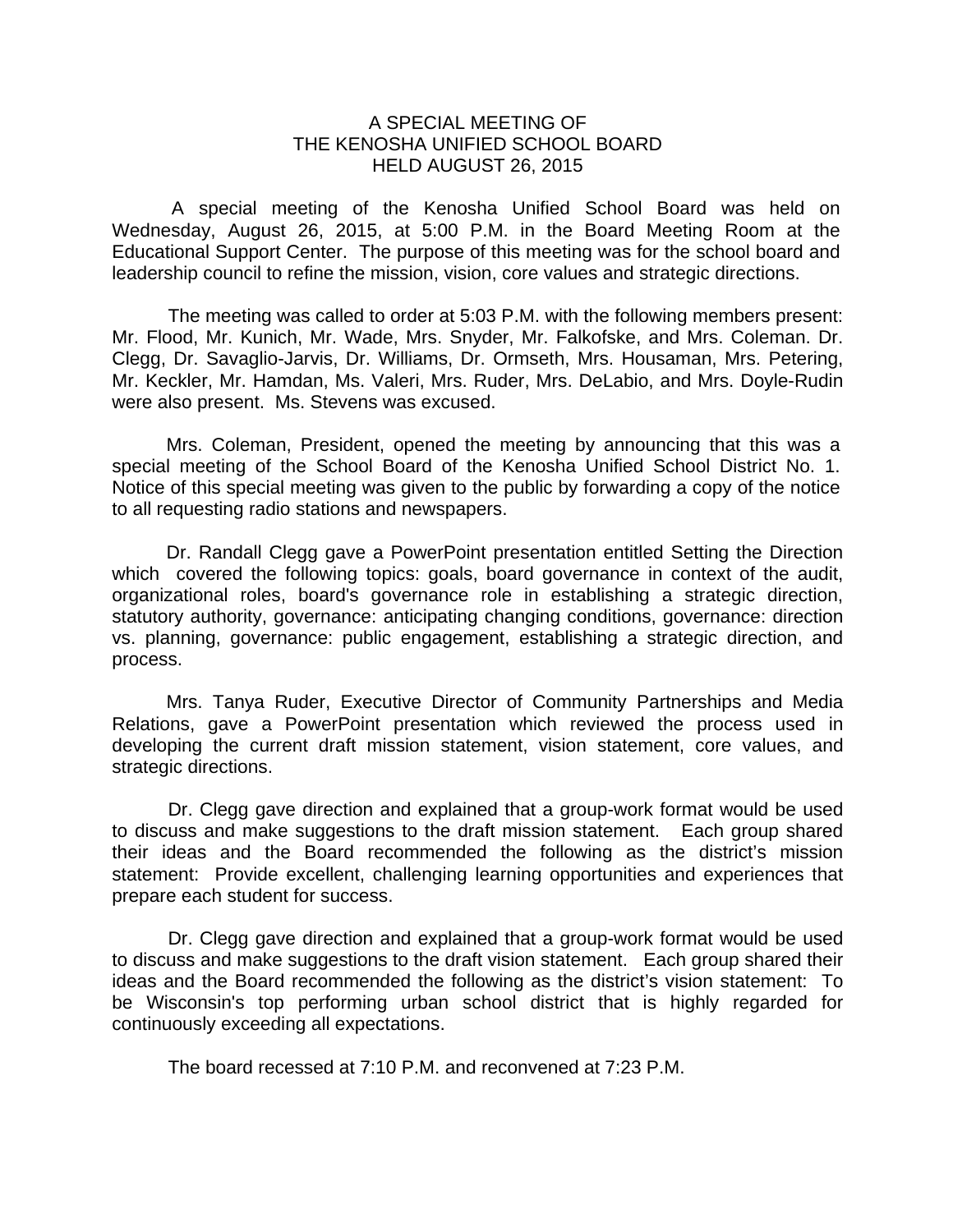# A SPECIAL MEETING OF THE KENOSHA UNIFIED SCHOOL BOARD HELD AUGUST 26, 2015

A special meeting of the Kenosha Unified School Board was held on Wednesday, August 26, 2015, at 5:00 P.M. in the Board Meeting Room at the Educational Support Center. The purpose of this meeting was for the school board and leadership council to refine the mission, vision, core values and strategic directions.

The meeting was called to order at 5:03 P.M. with the following members present: Mr. Flood, Mr. Kunich, Mr. Wade, Mrs. Snyder, Mr. Falkofske, and Mrs. Coleman. Dr. Clegg, Dr. Savaglio-Jarvis, Dr. Williams, Dr. Ormseth, Mrs. Housaman, Mrs. Petering, Mr. Keckler, Mr. Hamdan, Ms. Valeri, Mrs. Ruder, Mrs. DeLabio, and Mrs. Doyle-Rudin were also present. Ms. Stevens was excused.

Mrs. Coleman, President, opened the meeting by announcing that this was a special meeting of the School Board of the Kenosha Unified School District No. 1. Notice of this special meeting was given to the public by forwarding a copy of the notice to all requesting radio stations and newspapers.

Dr. Randall Clegg gave a PowerPoint presentation entitled Setting the Direction which covered the following topics: goals, board governance in context of the audit, organizational roles, board's governance role in establishing a strategic direction, statutory authority, governance: anticipating changing conditions, governance: direction vs. planning, governance: public engagement, establishing a strategic direction, and process.

Mrs. Tanya Ruder, Executive Director of Community Partnerships and Media Relations, gave a PowerPoint presentation which reviewed the process used in developing the current draft mission statement, vision statement, core values, and strategic directions.

Dr. Clegg gave direction and explained that a group-work format would be used to discuss and make suggestions to the draft mission statement. Each group shared their ideas and the Board recommended the following as the district's mission statement: Provide excellent, challenging learning opportunities and experiences that prepare each student for success.

Dr. Clegg gave direction and explained that a group-work format would be used to discuss and make suggestions to the draft vision statement. Each group shared their ideas and the Board recommended the following as the district's vision statement: To be Wisconsin's top performing urban school district that is highly regarded for continuously exceeding all expectations.

The board recessed at 7:10 P.M. and reconvened at 7:23 P.M.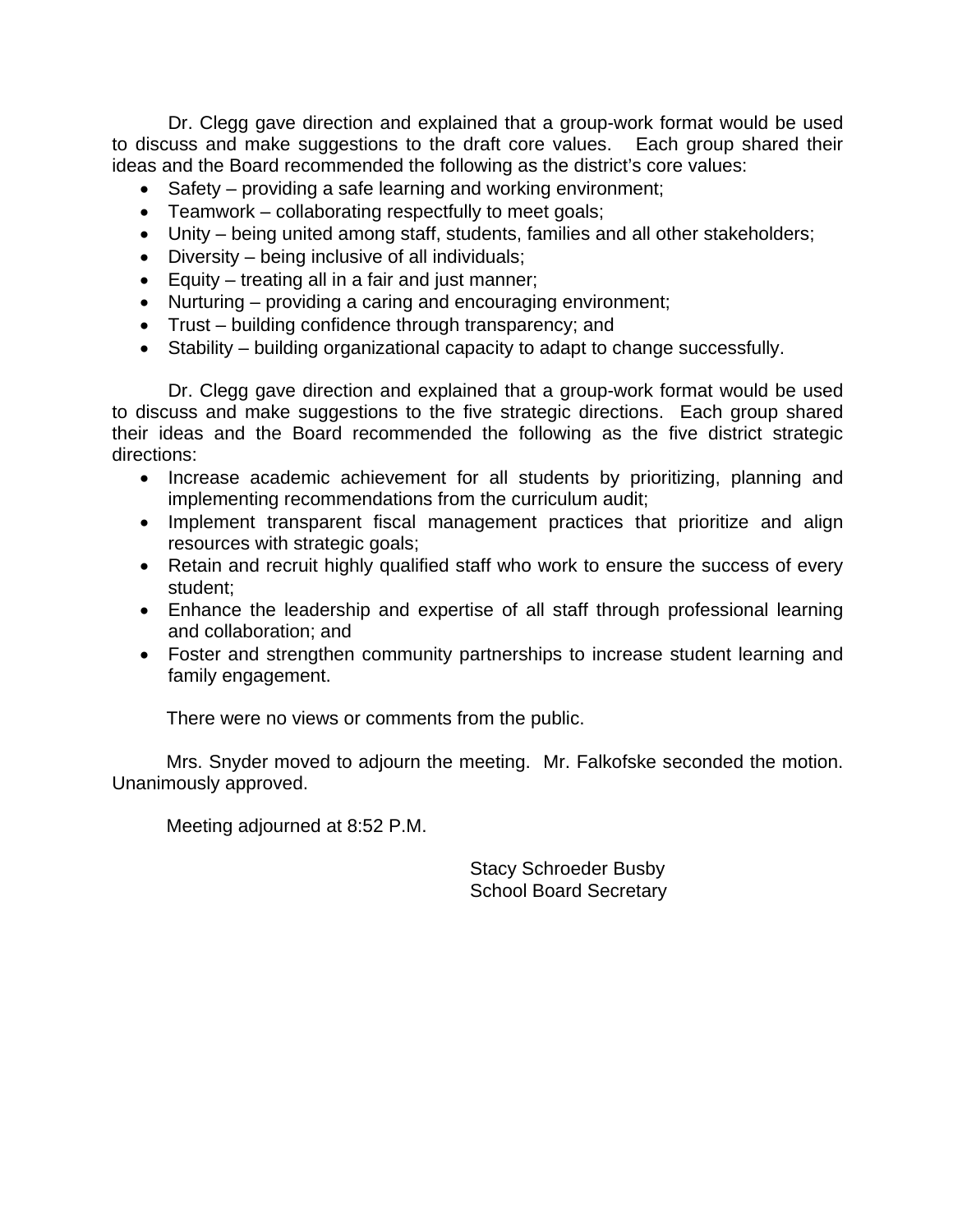Dr. Clegg gave direction and explained that a group-work format would be used to discuss and make suggestions to the draft core values. Each group shared their ideas and the Board recommended the following as the district's core values:

- Safety – providing a safe learning and working environment;
- Teamwork – collaborating respectfully to meet goals;
- Unity – being united among staff, students, families and all other stakeholders;
- Diversity – being inclusive of all individuals;
- Equity – treating all in a fair and just manner;
- Nurturing – providing a caring and encouraging environment;
- Trust – building confidence through transparency; and
- Stability – building organizational capacity to adapt to change successfully.

Dr. Clegg gave direction and explained that a group-work format would be used to discuss and make suggestions to the five strategic directions. Each group shared their ideas and the Board recommended the following as the five district strategic directions:

- Increase academic achievement for all students by prioritizing, planning and implementing recommendations from the curriculum audit;
- Implement transparent fiscal management practices that prioritize and align resources with strategic goals;
- Retain and recruit highly qualified staff who work to ensure the success of every student;
- Enhance the leadership and expertise of all staff through professional learning and collaboration; and
- Foster and strengthen community partnerships to increase student learning and family engagement.

There were no views or comments from the public.

Mrs. Snyder moved to adjourn the meeting. Mr. Falkofske seconded the motion. Unanimously approved.

Meeting adjourned at 8:52 P.M.

Stacy Schroeder Busby
School Board Secretary